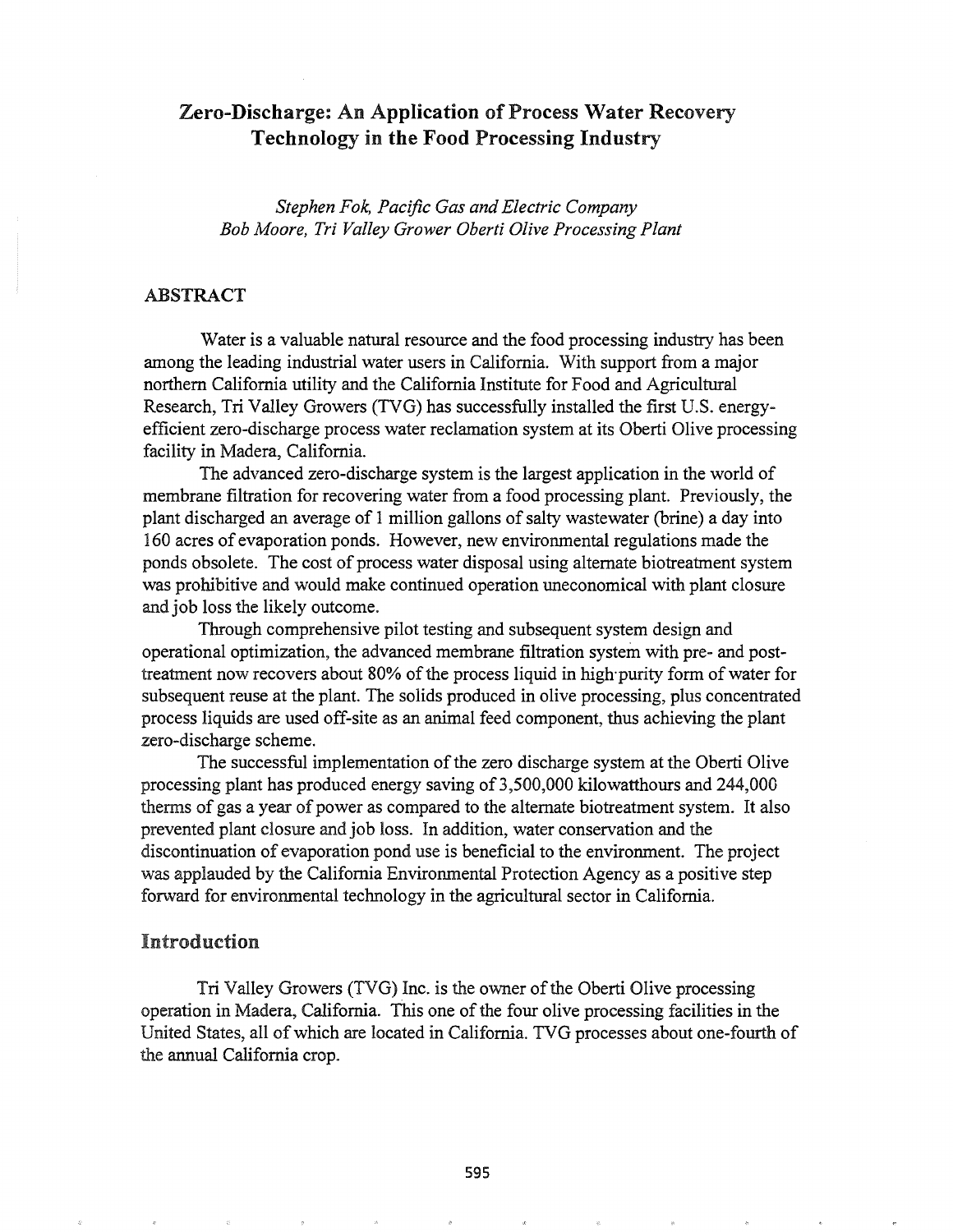# Zero-Discharge: An Application of Process Water Recovery Technology in the Food Processing Industry

*Stephen Fok, Pacific Gas and Electric Company*
*Bob Moore, Tri Valley Grower Oberti Olive Processing Plant*

## ABSTRACT

Water is a valuable natural resource and the food processing industry has been among the leading industrial water users in California. With support from a major northern California utility and the California Institute for Food and Agricultural Research, Tri Valley Growers (TVG) has successfully installed the first U.S. energy-efficient zero-discharge process water reclamation system at its Oberti Olive processing facility in Madera, California.

The advanced zero-discharge system is the largest application in the world of membrane filtration for recovering water from a food processing plant. Previously, the plant discharged an average of 1 million gallons of salty wastewater (brine) a day into 160 acres of evaporation ponds. However, new environmental regulations made the ponds obsolete. The cost of process water disposal using alternate biotreatment system was prohibitive and would make continued operation uneconomical with plant closure and job loss the likely outcome.

Through comprehensive pilot testing and subsequent system design and operational optimization, the advanced membrane filtration system with pre- and post-treatment now recovers about 80% of the process liquid in high purity form of water for subsequent reuse at the plant. The solids produced in olive processing, plus concentrated process liquids are used off-site as an animal feed component, thus achieving the plant zero-discharge scheme.

The successful implementation of the zero discharge system at the Oberti Olive processing plant has produced energy saving of 3,500,000 kilowatthours and 244,000 therms of gas a year of power as compared to the alternate biotreatment system. It also prevented plant closure and job loss. In addition, water conservation and the discontinuation of evaporation pond use is beneficial to the environment. The project was applauded by the California Environmental Protection Agency as a positive step forward for environmental technology in the agricultural sector in California.

## Introduction

Tri Valley Growers (TVG) Inc. is the owner of the Oberti Olive processing operation in Madera, California. This one of the four olive processing facilities in the United States, all of which are located in California. TVG processes about one-fourth of the annual California crop.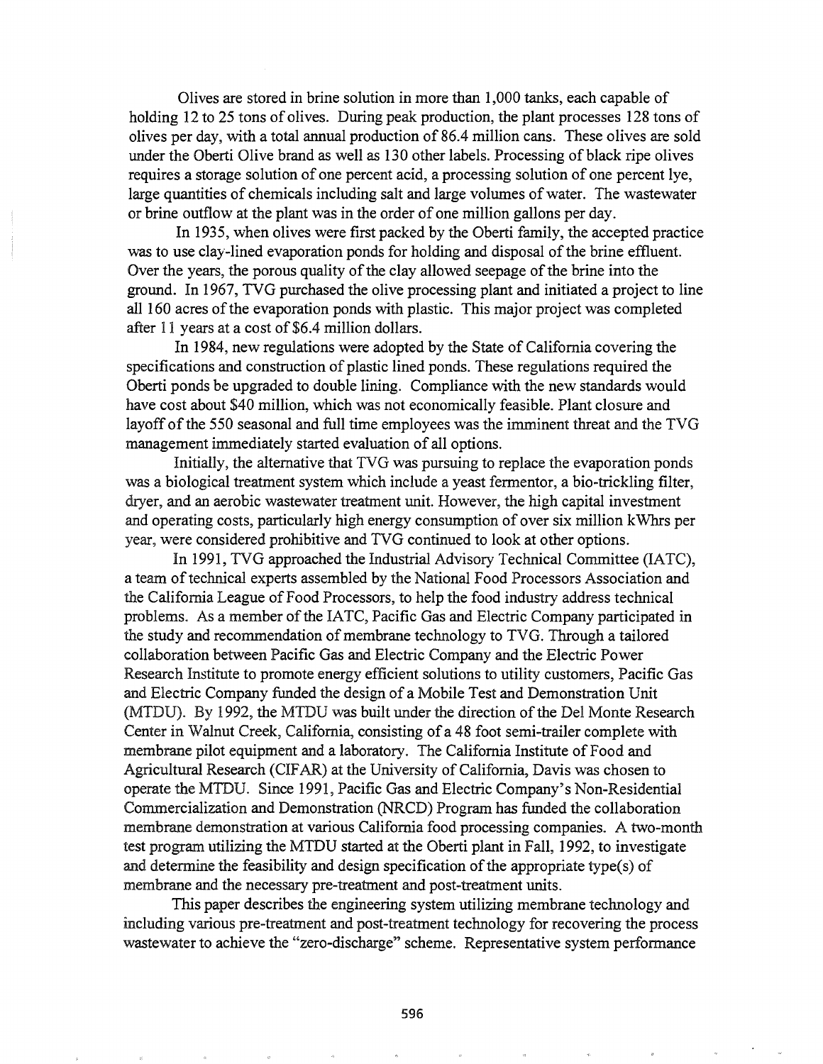Olives are stored in brine solution in more than 1,000 tanks, each capable of holding 12 to 25 tons of olives. During peak production, the plant processes 128 tons of olives per day, with a total annual production of 86.4 million cans. These olives are sold under the Oberti Olive brand as well as 130 other labels. Processing of black ripe olives requires a storage solution of one percent acid, a processing solution of one percent lye, large quantities of chemicals including salt and large volumes of water. The wastewater or brine outflow at the plant was in the order of one million gallons per day.

In 1935, when olives were first packed by the Oberti family, the accepted practice was to use clay-lined evaporation ponds for holding and disposal of the brine effluent. Over the years, the porous quality of the clay allowed seepage of the brine into the ground. In 1967, TVG purchased the olive processing plant and initiated a project to line all 160 acres of the evaporation ponds with plastic. This major project was completed after 11 years at a cost of $6.4 million dollars.

In 1984, new regulations were adopted by the State of California covering the specifications and construction of plastic lined ponds. These regulations required the Oberti ponds be upgraded to double lining. Compliance with the new standards would have cost about $40 million, which was not economically feasible. Plant closure and layoff of the 550 seasonal and full time employees was the imminent threat and the TVG management immediately started evaluation of all options.

Initially, the alternative that TVG was pursuing to replace the evaporation ponds was a biological treatment system which include a yeast fermentor, a bio-trickling filter, dryer, and an aerobic wastewater treatment unit. However, the high capital investment and operating costs, particularly high energy consumption of over six million kWhrs per year, were considered prohibitive and TVG continued to look at other options.

In 1991, TVG approached the Industrial Advisory Technical Committee (IATC), a team of technical experts assembled by the National Food Processors Association and the California League of Food Processors, to help the food industry address technical problems. As a member of the IATC, Pacific Gas and Electric Company participated in the study and recommendation of membrane technology to TVG. Through a tailored collaboration between Pacific Gas and Electric Company and the Electric Power Research Institute to promote energy efficient solutions to utility customers, Pacific Gas and Electric Company funded the design of a Mobile Test and Demonstration Unit (MTDU). By 1992, the MTDU was built under the direction of the Del Monte Research Center in Walnut Creek, California, consisting of a 48 foot semi-trailer complete with membrane pilot equipment and a laboratory. The California Institute of Food and Agricultural Research (CIFAR) at the University of California, Davis was chosen to operate the MTDU. Since 1991, Pacific Gas and Electric Company's Non-Residential Commercialization and Demonstration (NRCD) Program has funded the collaboration membrane demonstration at various California food processing companies. A two-month test program utilizing the MTDU started at the Oberti plant in Fall, 1992, to investigate and determine the feasibility and design specification of the appropriate type(s) of membrane and the necessary pre-treatment and post-treatment units.

This paper describes the engineering system utilizing membrane technology and including various pre-treatment and post-treatment technology for recovering the process wastewater to achieve the "zero-discharge" scheme. Representative system performance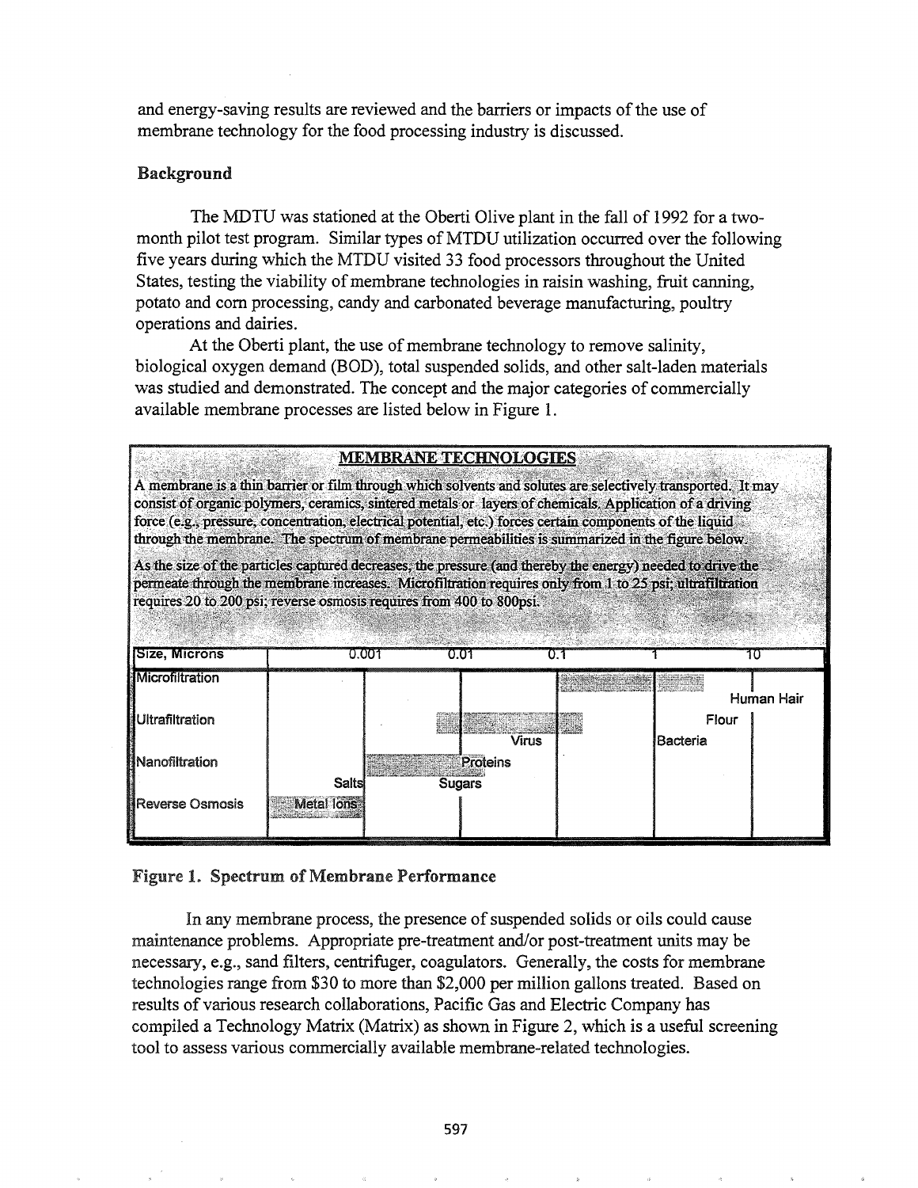and energy-saving results are reviewed and the barriers or impacts of the use of membrane technology for the food processing industry is discussed.

## Background

The MDTU was stationed at the Oberti Olive plant in the fall of 1992 for a two-month pilot test program. Similar types of MTDU utilization occurred over the following five years during which the MTDU visited 33 food processors throughout the United States, testing the viability of membrane technologies in raisin washing, fruit canning, potato and corn processing, candy and carbonated beverage manufacturing, poultry operations and dairies.

At the Oberti plant, the use of membrane technology to remove salinity, biological oxygen demand (BOD), total suspended solids, and other salt-laden materials was studied and demonstrated. The concept and the major categories of commercially available membrane processes are listed below in Figure 1.

**MEMBRANE TECHNOLOGIES**

A membrane is a thin barrier or film through which solvents and solutes are selectively transported. It may consist of organic polymers, ceramics, sintered metals or layers of chemicals. Application of a driving force (e.g., pressure, concentration, electrical potential, etc.) forces certain components of the liquid through the membrane. The spectrum of membrane permeabilities is summarized in the figure below.

As the size of the particles captured decreases, the pressure (and thereby the energy) needed to drive the permeate through the membrane increases. Microfiltration requires only from 1 to 25 psi; ultrafiltration requires 20 to 200 psi; reverse osmosis requires from 400 to 800psi.

| Size, Microns | 0.001 | 0.01 | 0.1 | 1 | 10 |
|---|---|---|---|---|---|
| Microfiltration | | | | | Human Hair |
| Ultrafiltration | | | Virus | | Flour / Bacteria |
| Nanofiltration | Salts | Proteins / Sugars | | | |
| Reverse Osmosis | Metal Ions | | | | |

Figure 1. Spectrum of Membrane Performance

In any membrane process, the presence of suspended solids or oils could cause maintenance problems. Appropriate pre-treatment and/or post-treatment units may be necessary, e.g., sand filters, centrifuger, coagulators. Generally, the costs for membrane technologies range from $30 to more than $2,000 per million gallons treated. Based on results of various research collaborations, Pacific Gas and Electric Company has compiled a Technology Matrix (Matrix) as shown in Figure 2, which is a useful screening tool to assess various commercially available membrane-related technologies.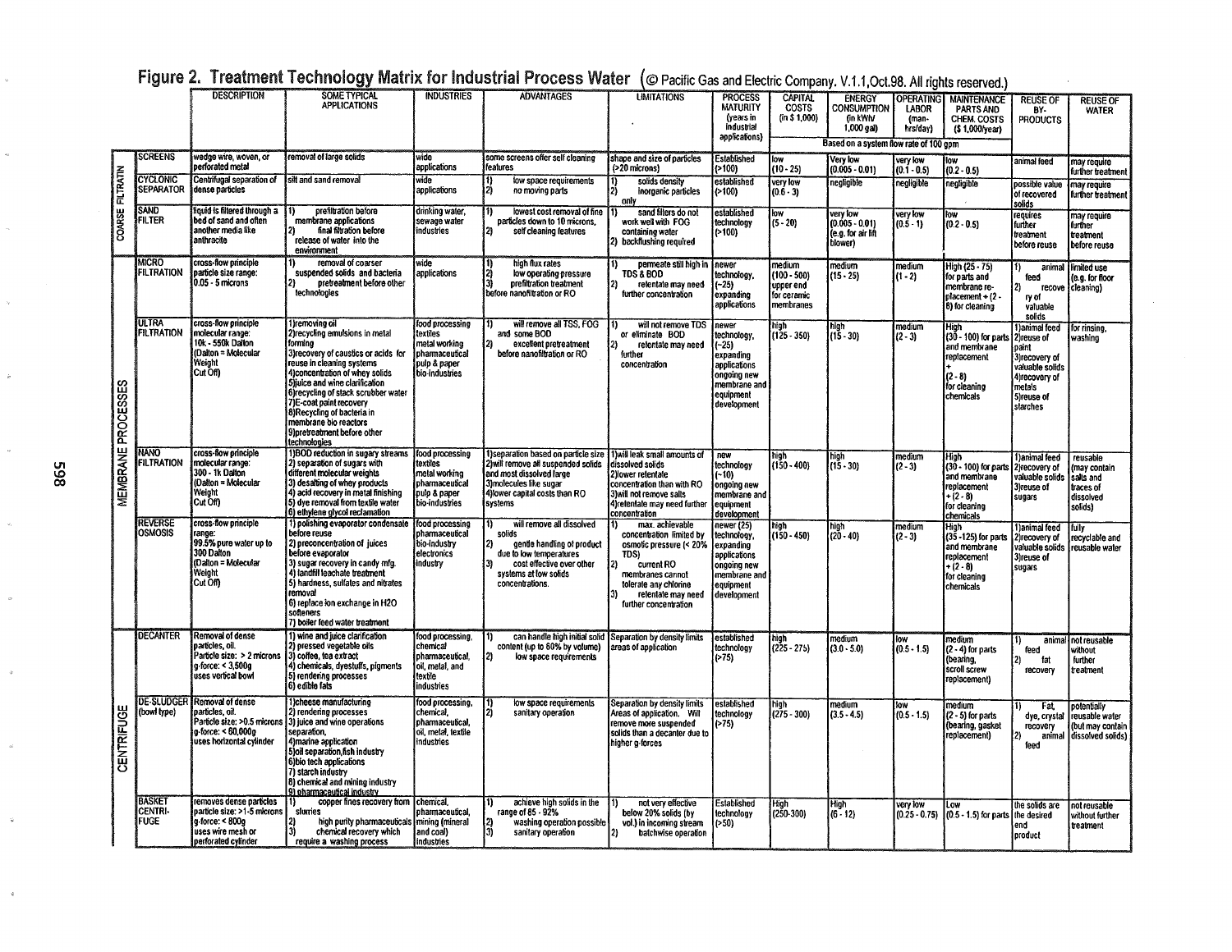## Figure 2. Treatment Technology Matrix for Industrial Process Water (© Pacific Gas and Electric Company. V.1.1,Oct.98. All rights reserved.)

| Category | Technology | DESCRIPTION | SOME TYPICAL APPLICATIONS | INDUSTRIES | ADVANTAGES | LIMITATIONS | PROCESS MATURITY (years in industrial applications) | CAPITAL COSTS (in $ 1,000) | ENERGY CONSUMPTION (in kWh/ 1,000 gal) | OPERATING LABOR (man-hrs/day) | MAINTENANCE PARTS AND CHEM. COSTS ($ 1,000/year) | REUSE OF BY-PRODUCTS | REUSE OF WATER |
|---|---|---|---|---|---|---|---|---|---|---|---|---|---|
| | | | | | | | | Based on a system flow rate of 100 gpm | | | | | |
| COARSE FILTRATIN | SCREENS | wedge wire, woven, or perforated metal | removal of large solids | wide applications | some screens offer self cleaning features | shape and size of particles (>20 microns) | Established (>100) | low (10 - 25) | Very low (0.005 - 0.01) | very low (0.1 - 0.5) | low (0.2 - 0.5) | animal feed | may require further treatment |
| COARSE FILTRATIN | CYCLONIC SEPARATOR | Centrifugal separation of dense particles | silt and sand removal | wide applications | 1) low space requirements 2) no moving parts | 1) solids density 2) inorganic particles only | established (>100) | very low (0.6 - 3) | negligible | negligible | negligible | possible value of recovered solids | may require further treatment |
| COARSE FILTRATIN | SAND FILTER | liquid is filtered through a bed of sand and often another media like anthracite | 1) prefiltration before membrane applications 2) final filtration before release of water into the environment | drinking water, sewage water industries | 1) lowest cost removal of fine particles down to 10 microns, 2) self cleaning features | 1) sand filters do not work well with FOG containing water 2) backflushing required | established technology (>100) | low (5 - 20) | very low (0.005 - 0.01) (e.g. for air lift blower) | very low (0.5 - 1) | low (0.2 - 0.5) | requires further treatment before reuse | may require further treatment before reuse |
| MEMBRANE PROCESSES | MICRO FILTRATION | cross-flow principle particle size range: 0.05 - 5 microns | 1) removal of coarser suspended solids and bacteria 2) pretreatment before other technologies | wide applications | 1) high flux rates 2) low operating pressure 3) prefiltration treatment before nanofiltration or RO | 1) permeate still high in TDS & BOD 2) retentate may need further concentration | newer technology, (~25) expanding applications | medium (100 - 500) upper end for ceramic membranes | medium (15 - 25) | medium (1 - 2) | High (25 - 75) for parts and membrane re-placement + (2 - 8) for cleaning | 1) animal feed 2) recovery of valuable solids | limited use (e.g. for floor cleaning) |
| MEMBRANE PROCESSES | ULTRA FILTRATION | cross-flow principle molecular range: 10k - 550k Dalton (Dalton = Molecular Weight Cut Off) | 1)removing oil 2)recycling emulsions in metal forming 3)recovery of caustics or acids for reuse in cleaning systems 4)concentration of whey solids 5)juice and wine clarification 6)recycling of stack scrubber water 7)E-coat paint recovery 8)Recycling of bacteria in membrane bio reactors 9)pretreatment before other technologies | food processing textiles metal working pharmaceutical pulp & paper bio-industries | 1) will remove all TSS, FOG and some BOD 2) excellent pretreatment before nanofiltration or RO | 1) will not remove TDS or eliminate BOD 2) retentate may need further concentration | newer technology, (~25) expanding applications ongoing new membrane and equipment development | high (125 - 350) | high (15 - 30) | medium (2 - 3) | High (30 - 100) for parts and membrane replacement + (2 - 8) for cleaning chemicals | 1)animal feed 2)reuse of paint 3)recovery of valuable solids 4)recovery of metals 5)reuse of starches | for rinsing, washing |
| MEMBRANE PROCESSES | NANO FILTRATION | cross-flow principle molecular range: 300 - 1k Dalton (Dalton = Molecular Weight Cut Off) | 1)BOD reduction in sugary streams 2) separation of sugars with different molecular weights 3) desalting of whey products 4) acid recovery in metal finishing 5) dye removal from textile water 6) ethylene glycol reclamation | food processing textiles metal working pharmaceutical pulp & paper bio-industries | 1)separation based on particle size 2)will remove all suspended solids and most dissolved large 3)molecules like sugar 4)lower capital costs than RO systems | 1)will leak small amounts of dissolved solids 2)lower retentate concentration than with RO 3)will not remove salts 4)retentate may need further concentration | new technology (~10) ongoing new membrane and equipment development | high (150 - 400) | high (15 - 30) | medium (2 - 3) | High (30 - 100) for parts and membrane replacement + (2 - 8) for cleaning chemicals | 1)animal feed 2)recovery of valuable solids 3)reuse of sugars | reusable (may contain salts and traces of dissolved solids) |
| MEMBRANE PROCESSES | REVERSE OSMOSIS | cross-flow principle range: 99.5% pure water up to 300 Dalton (Dalton = Molecular Weight Cut Off) | 1) polishing evaporator condensate before reuse 2) preconcentration of juices before evaporator 3) sugar recovery in candy mfg. 4) landfill leachate treatment 5) hardness, sulfates and nitrates removal 6) replace ion exchange in H2O softeners 7) boiler feed water treatment | food processing pharmaceutical bio-Industry electronics industry | 1) will remove all dissolved solids 2) gentle handling of product due to low temperatures 3) cost effective over other systems at low solids concentrations. | 1) max. achievable concentration limited by osmotic pressure (< 20% TDS) 2) current RO membranes cannot tolerate any chlorine 3) retentate may need further concentration | newer (25) technology, expanding applications ongoing new membrane and equipment development | high (150 - 450) | high (20 - 40) | medium (2 - 3) | High (35 -125) for parts and membrane replacement + (2 - 8) for cleaning chemicals | 1)animal feed 2)recovery of valuable solids 3)reuse of sugars | fully recyclable and reusable water |
| CENTRIFUGE | DECANTER | Removal of dense particles, oil. Particle size: > 2 microns g-force: < 3,500g uses vertical bowl | 1) wine and juice clarification 2) pressed vegetable oils 3) coffee, tea extract 4) chemicals, dyestuffs, pigments 5) rendering processes 6) edible fats | food processing, chemical pharmaceutical, oil, metal, and textile industries | 1) can handle high initial solid content (up to 60% by volume) 2) low space requirements | Separation by density limits areas of application | established technology (>75) | high (225 - 275) | medium (3.0 - 5.0) | low (0.5 - 1.5) | medium (2 - 4) for parts (bearing, scroll screw replacement) | 1) animal feed 2) fat recovery | not reusable without further treatment |
| CENTRIFUGE | DE-SLUDGER (bowl type) | Removal of dense particles, oil. Particle size: >0.5 microns g-force: < 60,000g uses horizontal cylinder | 1)cheese manufacturing 2) rendering processes 3) juice and wine operations separation, 4)marine application 5)oil separation,fish industry 6)bio tech applications 7) starch industry 8) chemical and mining industry 9) pharmaceutical industry | food processing, chemical, pharmaceutical, oil, metal, textile industries | 1) low space requirements 2) sanitary operation | Separation by density limits Areas of application. Will remove more suspended solids than a decanter due to higher g-forces | established technology (>75) | high (275 - 300) | medium (3.5 - 4.5) | low (0.5 - 1.5) | medium (2 - 5) for parts (bearing, gasket replacement) | 1) Fat, dye, crystal recovery 2) animal feed | potentially reusable water (but may contain dissolved solids) |
| CENTRIFUGE | BASKET CENTRI-FUGE | removes dense particles particle size: >1-5 microns g-force: < 800g uses wire mesh or perforated cylinder | 1) copper fines recovery from slurries 2) high purity pharmaceuticals 3) chemical recovery which require a washing process | chemical, pharmaceutical, mining (mineral and coal) industries | 1) achieve high solids in the range of 85 - 92% 2) washing operation possible 3) sanitary operation | 1) not very effective below 20% solids (by vol.) in incoming stream 2) batchwise operation | Established technology (>50) | High (250-300) | High (6 - 12) | very low (0.25 - 0.75) | Low (0.5 - 1.5) for parts | the solids are the desired end product | not reusable without further treatment |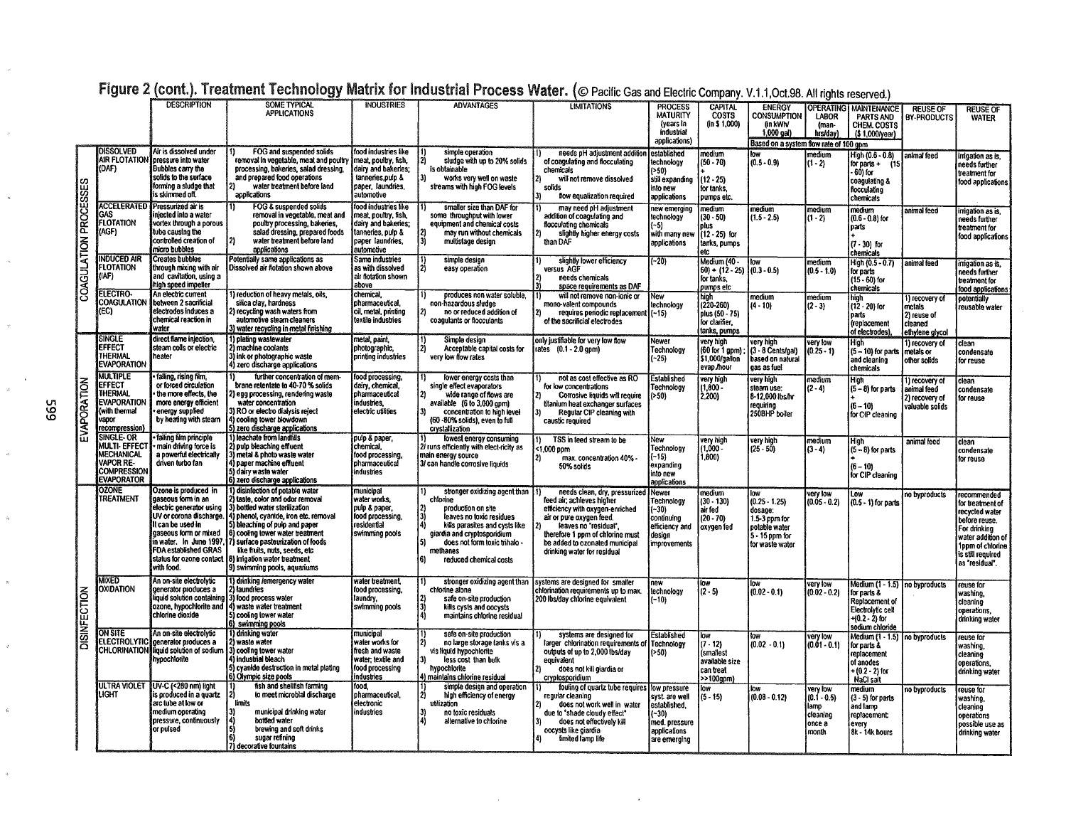# Figure 2 (cont.). Treatment Technology Matrix for Industrial Process Water. (© Pacific Gas and Electric Company. V.1.1,Oct.98. All rights reserved.)

| | | DESCRIPTION | SOME TYPICAL APPLICATIONS | INDUSTRIES | ADVANTAGES | LIMITATIONS | PROCESS MATURITY (years in industrial applications) | CAPITAL COSTS (in $ 1,000) | ENERGY CONSUMPTION (in kWh/ 1,000 gal) | OPERATING LABOR (man-hrs/day) | MAINTENANCE PARTS AND CHEM. COSTS ($ 1,000/year) | REUSE OF BY-PRODUCTS | REUSE OF WATER |
|---|---|---|---|---|---|---|---|---|---|---|---|---|---|
| | | | | | | | | Based on a system flow rate of 100 gpm | | | | | |
| COAGULATION PROCESSES | DISSOLVED AIR FLOTATION (DAF) | Air is dissolved under pressure into water Bubbles carry the solids to the surface forming a sludge that is skimmed off. | 1) FOG and suspended solids removal in vegetable, meat and poultry processing, bakeries, salad dressing, and prepared food operations 2) water treatment before land applications | food industries like meat, poultry, fish, dairy and bakeries; tanneries,pulp & paper, laundries, automotive | 1) simple operation 2) sludge with up to 20% solids is obtainable 3) works very well on waste streams with high FOG levels | 1) needs pH adjustment addition of coagulating and flocculating chemicals 2) will not remove dissolved solids 3) flow equalization required | established technology (>50) still expanding into new applications | medium (50 - 70) + (12 - 25) for tanks, pumps etc. | low (0.5 - 0.9) | medium (1 - 2) | High (0.6 - 0.8) for parts + (15 - 60) for coagulating & flocculating chemicals | animal feed | irrigation as is, needs further treatment for food applications |
| | ACCELERATED GAS FLOTATION (AGF) | Pressurized air is injected into a water vortex through a porous tube causing the controlled creation of micro bubbles | 1) FOG & suspended solids removal in vegetable, meat and poultry processing, bakeries, salad dressing, prepared foods 2) water treatment before land applications | food industries like meat, poultry, fish, dairy and bakeries; tanneries, pulp & paper laundries, automotive | 1) smaller size than DAF for some throughput with lower equipment and chemical costs 2) may run without chemicals 3) multistage design | 1) may need pH adjustment addition of coagulating and flocculating chemicals 2) slightly higher energy costs than DAF | new emerging technology (~5) with many new applications | medium (30 - 50) plus (12 - 25) for tanks, pumps etc | medium (1.5 - 2.5) | medium (1 - 2) | medium (0.6 - 0.8) for parts + (7 - 30) for chemicals | animal feed | irrigation as is, needs further treatment for food applications |
| | INDUCED AIR FLOTATION (IAF) | Creates bubbles through mixing with air and cavitation, using a high speed impeller | Potentially same applications as Dissolved air flotation shown above | Same industries as with dissolved air flotation shown above | 1) simple design 2) easy operation | 1) slightly lower efficiency versus AGF 2) needs chemicals 3) space requirements as DAF | (~20) | Medium (40 - 60) + (12 - 25) for tanks, pumps etc | low (0.3 - 0.5) | medium (0.5 - 1.0) | High (0.5 - 0.7) for parts (15 - 60) for chemicals | animal feed | irrigation as is, needs further treatment for food applications |
| | ELECTRO-COAGULATION (EC) | An electric current between 2 sacrificial electrodes induces a chemical reaction in water | 1) reduction of heavy metals, oils, silica clay, hardness 2) recycling wash waters from automotive steam cleaners 3) water recycling in metal finishing | chemical, pharmaceutical, oil, metal, printing textile industries | 1) produces non water soluble, non-hazardous sludge 2) no or reduced addition of coagulants or flocculants | 1) will not remove non-ionic or mono-valent compounds 2) requires periodic replacement of the sacrificial electrodes | New technology (~15) | high (220-260) plus (50 - 75) for clarifier, tanks, pumps | medium (4 - 10) | medium (2 - 3) | high (12 - 20) for parts (replacement of electrodes), | 1) recovery of metals 2) reuse of cleaned ethylene glycol | potentially reusable water |
| EVAPORATION | SINGLE EFFECT THERMAL EVAPORATION | direct flame injection, steam coils or electric heater | 1) plating wastewater 2) machine coolants 3) ink or photographic waste 4) zero discharge applications | metal, paint, photographic, printing industries | 1) Simple design 2) Acceptable capital costs for very low flow rates | only justifiable for very low flow rates (0.1 - 2.0 gpm) | Newer Technology (~25) | very high (60 for 1 gpm) ; $1,000/gallon evap./hour | very high (3 - 8 Cents/gal) based on natural gas as fuel | very low (0.25 - 1) | High (5 - 10) for parts and cleaning chemicals | 1) recovery of metals or other solids | clean condensate for reuse |
| | MULTIPLE EFFECT THERMAL EVAPORATION (with thermal vapor recompression) | • falling, rising film, or forced circulation • the more effects, the more energy efficient • energy supplied by heating with steam | 1) further concentration of membrane retentate to 40-70 % solids 2) egg processing, rendering waste water concentration 3) RO or electro dialysis reject 4) cooling tower blowdown 5) zero discharge applications | food processing, dairy, chemical, pharmaceutical industries, electric utilities | 1) lower energy costs than single effect evaporators 2) wide range of flows are available (6 to 3,000 gpm) 3) concentration to high level (60 -80% solids), even to full crystallization | 1) not as cost effective as RO for low concentrations 2) Corrosive liquids will require titanium heat exchanger surfaces 3) Regular CIP cleaning with caustic required | Established Technology (>50) | very high (1,800 - 2,200) | very high steam use: 8-12,000 lbs/hr requiring 250BHP boiler | medium (2 - 4) | High (5 - 8) for parts + (6 - 10) for CIP cleaning | 1) recovery of animal feed 2) recovery of valuable solids | clean condensate for reuse |
| | SINGLE- OR MULTI- EFFECT MECHANICAL VAPOR RE-COMPRESSION EVAPORATOR | • falling film principle • main driving force is a powerful electrically driven turbo fan | 1) leachate from landfills 2) pulp bleaching effluent 3) metal & photo waste water 4) paper machine effluent 5) dairy waste water 6) zero discharge applications | pulp & paper, chemical, food processing, pharmaceutical industries | 1) lowest energy consuming 2/ runs efficiently with elect-ricity as main energy source 3/ can handle corrosive liquids | 1) TSS in feed stream to be <1,000 ppm 2) max. concentration 40% - 50% solids | New Technology (~15) expanding into new applications | very high (1,000 - 1,800) | very high (25 - 50) | medium (3 - 4) | High (5 - 8) for parts + (6 - 10) for CIP cleaning | animal feed | clean condensate for reuse |
| DISINFECTION | OZONE TREATMENT | Ozone is produced in gaseous form in an electric generator using UV or corona discharge. It can be used in gaseous form or mixed in water. In June 1997, FDA established GRAS status for ozone contact with food. | 1) disinfection of potable water 2) taste, color and odor removal 3) bottled water sterilization 4) phenol, cyanide, iron etc. removal 5) bleaching of pulp and paper 6) cooling tower water treatment 7) surface pasteurization of foods like fruits, nuts, seeds, etc 8) irrigation water treatment 9) swimming pools, aquariums | municipal water works, pulp & paper, food processing, residential swimming pools | 1) stronger oxidizing agent than chlorine 2) production on site 3) leaves no toxic residues 4) kills parasites and cysts like giardia and cryptosporidium 5) does not form toxic trihalo - methanes 6) reduced chemical costs | 1) needs clean, dry, pressurized feed air; achieves higher efficiency with oxygen-enriched air or pure oxygen feed. 2) leaves no "residual", therefore 1 ppm of chlorine must be added to ozonated municipal drinking water for residual | Newer Technology (~30) continuing efficiency and design improvements | medium (30 - 130) air fed (20 - 70) oxygen fed | low (0.25 - 1.25) dosage: 1.5-3 ppm for potable water 5 - 15 ppm for waste water | very low (0.05 - 0.2) | Low (0.5 - 1) for parts | no byproducts | recommended for treatment of recycled water before reuse. For drinking water addition of 1ppm of chlorine is still required as "residual". |
| | MIXED OXIDATION | An on-site electrolytic generator produces a liquid solution containing ozone, hypochlorite and chlorine dioxide | 1) drinking /emergency water 2) laundries 3) food process water 4) waste water treatment 5) cooling tower water 6) swimming pools | water treatment, food processing, laundry, swimming pools | 1) stronger oxidizing agent than chlorine alone 2) safe on-site production 3) kills cysts and oocysts 4) maintains chlorine residual | systems are designed for smaller chlorination requirements up to max. 200 lbs/day chlorine equivalent | new technology (~10) | low (2 - 5) | low (0.02 - 0.1) | very low (0.02 - 0.2) | Medium (1 - 1.5) for parts & Replacement of Electrolytic cell +(0.2 - 2) for sodium chloride | no byproducts | reuse for washing, cleaning operations, drinking water |
| | ON SITE ELECTROLYTIC CHLORINATION | An on-site electrolytic generator produces a liquid solution of sodium hypochlorite | 1) drinking water 2) waste water 3) cooling tower water 4) industrial bleach 5) cyanide destruction in metal plating 6) Olympic size pools | municipal water works for fresh and waste water; textile and food processing industries | 1) safe on-site production 2) no large storage tanks vis a vis liquid hypochlorite 3) less cost than bulk hypochlorite 4) maintains chlorine residual | 1) systems are designed for larger chlorination requirements of outputs of up to 2,000 lbs/day equivalent 2) does not kill giardia or cryptosporidium | Established Technology (>50) | low (7 - 12) (smallest available size can treat >>100gpm) | low (0.02 - 0.1) | very low (0.01 - 0.1) | Medium (1 - 1.5) for parts & replacement of anodes + (0.2 - 2) for NaCl salt | no byproducts | reuse for washing, cleaning operations, drinking water |
| | ULTRA VIOLET LIGHT | UV-C (<280 nm) light is produced in a quartz arc tube at low or medium operating pressure, continuously or pulsed | 1) fish and shellfish farming 2) to meet microbial discharge limits 3) municipal drinking water 4) bottled water 5) brewing and soft drinks 6) sugar refining 7) decorative fountains | food, pharmaceutical, electronic industries | 1) simple design and operation 2) high efficiency of energy utilization 3) no toxic residuals 4) alternative to chlorine | 1) fouling of quartz tube requires regular cleaning 2) does not work well in water due to "shade cloudy effect" 3) does not effectively kill oocysts like giardia 4) limited lamp life | low pressure syst. are well established, (~30) med. pressure applications are emerging | low (5 - 15) | low (0.08 - 0.12) | very low (0.1 - 0.5) lamp cleaning once a month | medium (3 - 5) for parts and lamp replacement every 8k - 14k hours | no byproducts | reuse for washing, cleaning operations possible use as drinking water |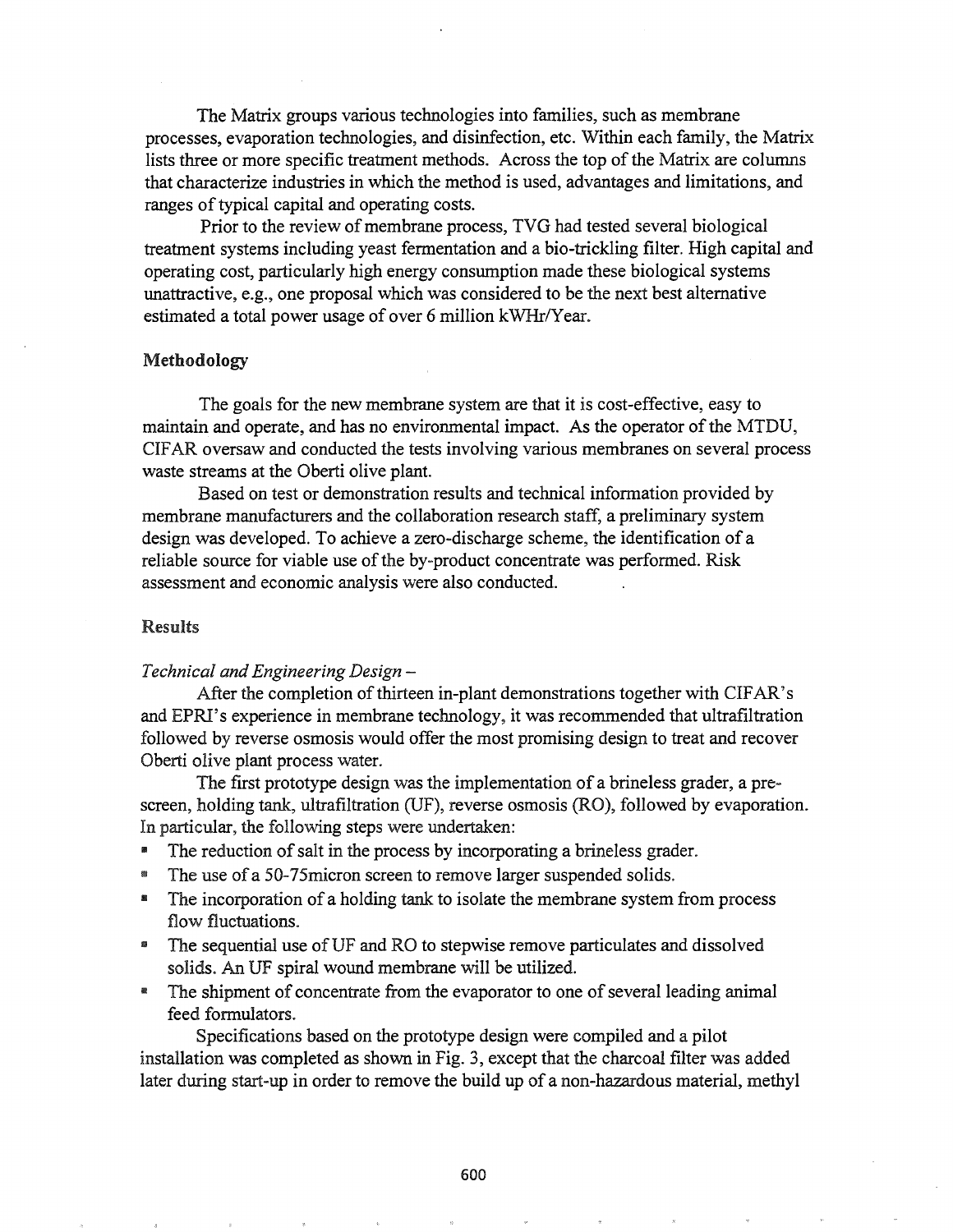The Matrix groups various technologies into families, such as membrane processes, evaporation technologies, and disinfection, etc. Within each family, the Matrix lists three or more specific treatment methods. Across the top of the Matrix are columns that characterize industries in which the method is used, advantages and limitations, and ranges of typical capital and operating costs.

Prior to the review of membrane process, TVG had tested several biological treatment systems including yeast fermentation and a bio-trickling filter. High capital and operating cost, particularly high energy consumption made these biological systems unattractive, e.g., one proposal which was considered to be the next best alternative estimated a total power usage of over 6 million kWHr/Year.

### Methodology

The goals for the new membrane system are that it is cost-effective, easy to maintain and operate, and has no environmental impact. As the operator of the MTDU, CIFAR oversaw and conducted the tests involving various membranes on several process waste streams at the Oberti olive plant.

Based on test or demonstration results and technical information provided by membrane manufacturers and the collaboration research staff, a preliminary system design was developed. To achieve a zero-discharge scheme, the identification of a reliable source for viable use of the by-product concentrate was performed. Risk assessment and economic analysis were also conducted.

### Results

*Technical and Engineering Design –*

After the completion of thirteen in-plant demonstrations together with CIFAR's and EPRI's experience in membrane technology, it was recommended that ultrafiltration followed by reverse osmosis would offer the most promising design to treat and recover Oberti olive plant process water.

The first prototype design was the implementation of a brineless grader, a pre-screen, holding tank, ultrafiltration (UF), reverse osmosis (RO), followed by evaporation. In particular, the following steps were undertaken:

- The reduction of salt in the process by incorporating a brineless grader.
- The use of a 50-75micron screen to remove larger suspended solids.
- The incorporation of a holding tank to isolate the membrane system from process flow fluctuations.
- The sequential use of UF and RO to stepwise remove particulates and dissolved solids. An UF spiral wound membrane will be utilized.
- The shipment of concentrate from the evaporator to one of several leading animal feed formulators.

Specifications based on the prototype design were compiled and a pilot installation was completed as shown in Fig. 3, except that the charcoal filter was added later during start-up in order to remove the build up of a non-hazardous material, methyl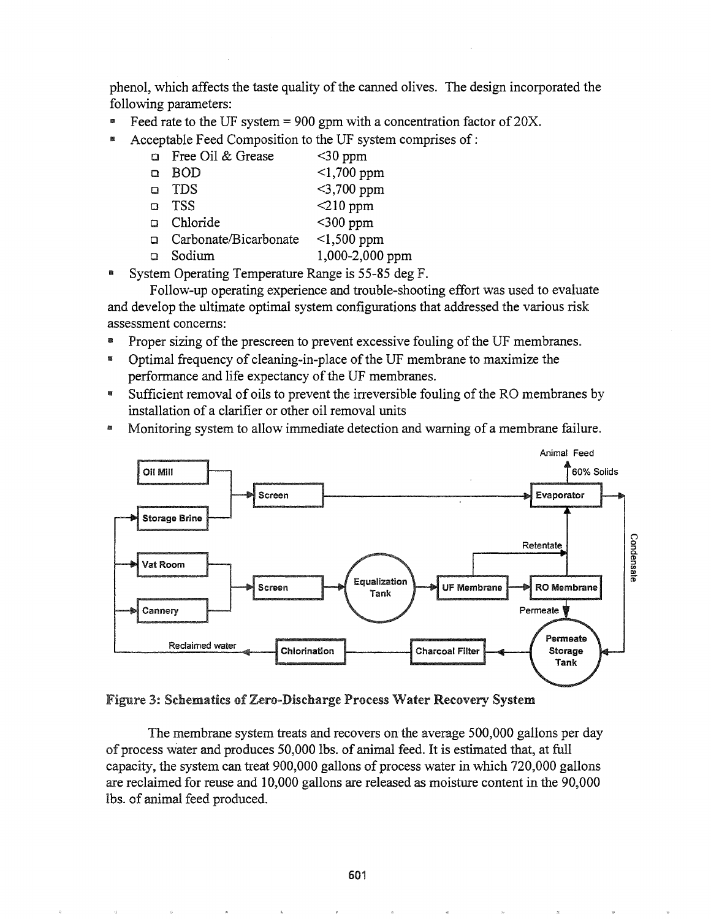phenol, which affects the taste quality of the canned olives. The design incorporated the following parameters:

- Feed rate to the UF system = 900 gpm with a concentration factor of 20X.
- Acceptable Feed Composition to the UF system comprises of :
  - Free Oil & Grease <30 ppm
  - BOD <1,700 ppm
  - TDS <3,700 ppm
  - TSS <210 ppm
  - Chloride <300 ppm
  - Carbonate/Bicarbonate <1,500 ppm
  - Sodium 1,000-2,000 ppm
- System Operating Temperature Range is 55-85 deg F.

Follow-up operating experience and trouble-shooting effort was used to evaluate and develop the ultimate optimal system configurations that addressed the various risk assessment concerns:

- Proper sizing of the prescreen to prevent excessive fouling of the UF membranes.
- Optimal frequency of cleaning-in-place of the UF membrane to maximize the performance and life expectancy of the UF membranes.
- Sufficient removal of oils to prevent the irreversible fouling of the RO membranes by installation of a clarifier or other oil removal units
- Monitoring system to allow immediate detection and warning of a membrane failure.

**Figure 3: Schematics of Zero-Discharge Process Water Recovery System**

The membrane system treats and recovers on the average 500,000 gallons per day of process water and produces 50,000 lbs. of animal feed. It is estimated that, at full capacity, the system can treat 900,000 gallons of process water in which 720,000 gallons are reclaimed for reuse and 10,000 gallons are released as moisture content in the 90,000 lbs. of animal feed produced.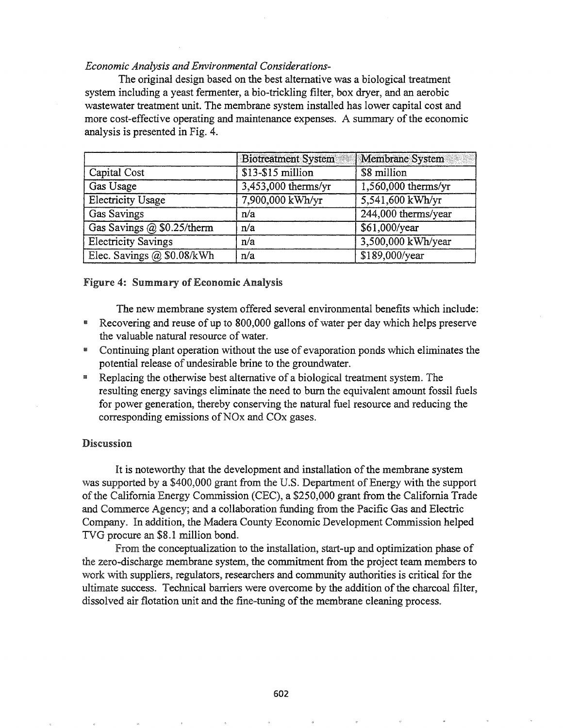*Economic Analysis and Environmental Considerations-*

The original design based on the best alternative was a biological treatment system including a yeast fermenter, a bio-trickling filter, box dryer, and an aerobic wastewater treatment unit. The membrane system installed has lower capital cost and more cost-effective operating and maintenance expenses. A summary of the economic analysis is presented in Fig. 4.

| | Biotreatment System | Membrane System |
|---|---|---|
| Capital Cost | $13-$15 million | $8 million |
| Gas Usage | 3,453,000 therms/yr | 1,560,000 therms/yr |
| Electricity Usage | 7,900,000 kWh/yr | 5,541,600 kWh/yr |
| Gas Savings | n/a | 244,000 therms/year |
| Gas Savings @ $0.25/therm | n/a | $61,000/year |
| Electricity Savings | n/a | 3,500,000 kWh/year |
| Elec. Savings @ $0.08/kWh | n/a | $189,000/year |

**Figure 4: Summary of Economic Analysis**

The new membrane system offered several environmental benefits which include:

- Recovering and reuse of up to 800,000 gallons of water per day which helps preserve the valuable natural resource of water.
- Continuing plant operation without the use of evaporation ponds which eliminates the potential release of undesirable brine to the groundwater.
- Replacing the otherwise best alternative of a biological treatment system. The resulting energy savings eliminate the need to burn the equivalent amount fossil fuels for power generation, thereby conserving the natural fuel resource and reducing the corresponding emissions of NOx and COx gases.

## Discussion

It is noteworthy that the development and installation of the membrane system was supported by a $400,000 grant from the U.S. Department of Energy with the support of the California Energy Commission (CEC), a $250,000 grant from the California Trade and Commerce Agency; and a collaboration funding from the Pacific Gas and Electric Company. In addition, the Madera County Economic Development Commission helped TVG procure an $8.1 million bond.

From the conceptualization to the installation, start-up and optimization phase of the zero-discharge membrane system, the commitment from the project team members to work with suppliers, regulators, researchers and community authorities is critical for the ultimate success. Technical barriers were overcome by the addition of the charcoal filter, dissolved air flotation unit and the fine-tuning of the membrane cleaning process.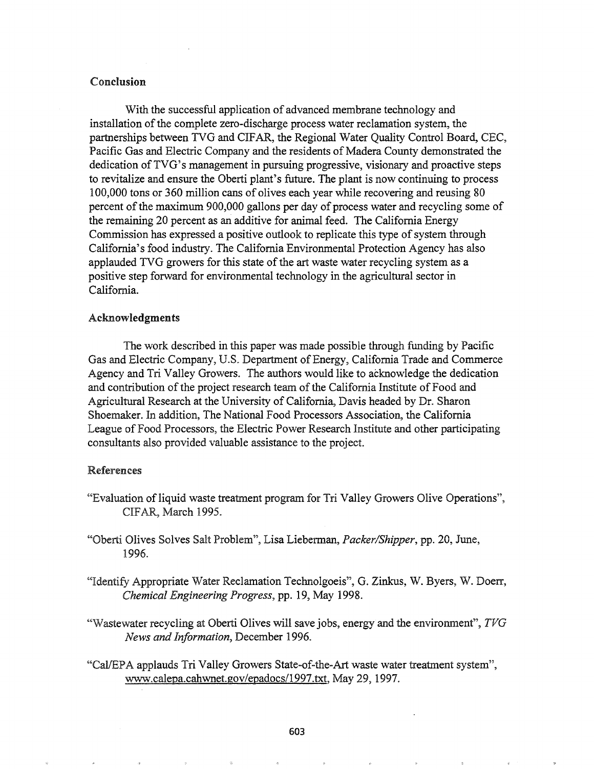## Conclusion

With the successful application of advanced membrane technology and installation of the complete zero-discharge process water reclamation system, the partnerships between TVG and CIFAR, the Regional Water Quality Control Board, CEC, Pacific Gas and Electric Company and the residents of Madera County demonstrated the dedication of TVG's management in pursuing progressive, visionary and proactive steps to revitalize and ensure the Oberti plant's future. The plant is now continuing to process 100,000 tons or 360 million cans of olives each year while recovering and reusing 80 percent of the maximum 900,000 gallons per day of process water and recycling some of the remaining 20 percent as an additive for animal feed. The California Energy Commission has expressed a positive outlook to replicate this type of system through California's food industry. The California Environmental Protection Agency has also applauded TVG growers for this state of the art waste water recycling system as a positive step forward for environmental technology in the agricultural sector in California.

## Acknowledgments

The work described in this paper was made possible through funding by Pacific Gas and Electric Company, U.S. Department of Energy, California Trade and Commerce Agency and Tri Valley Growers. The authors would like to acknowledge the dedication and contribution of the project research team of the California Institute of Food and Agricultural Research at the University of California, Davis headed by Dr. Sharon Shoemaker. In addition, The National Food Processors Association, the California League of Food Processors, the Electric Power Research Institute and other participating consultants also provided valuable assistance to the project.

## References

"Evaluation of liquid waste treatment program for Tri Valley Growers Olive Operations", CIFAR, March 1995.

"Oberti Olives Solves Salt Problem", Lisa Lieberman, *Packer/Shipper*, pp. 20, June, 1996.

"Identify Appropriate Water Reclamation Technolgoeis", G. Zinkus, W. Byers, W. Doerr, *Chemical Engineering Progress*, pp. 19, May 1998.

"Wastewater recycling at Oberti Olives will save jobs, energy and the environment", *TVG News and Information*, December 1996.

"Cal/EPA applauds Tri Valley Growers State-of-the-Art waste water treatment system", www.calepa.cahwnet.gov/epadocs/1997.txt, May 29, 1997.